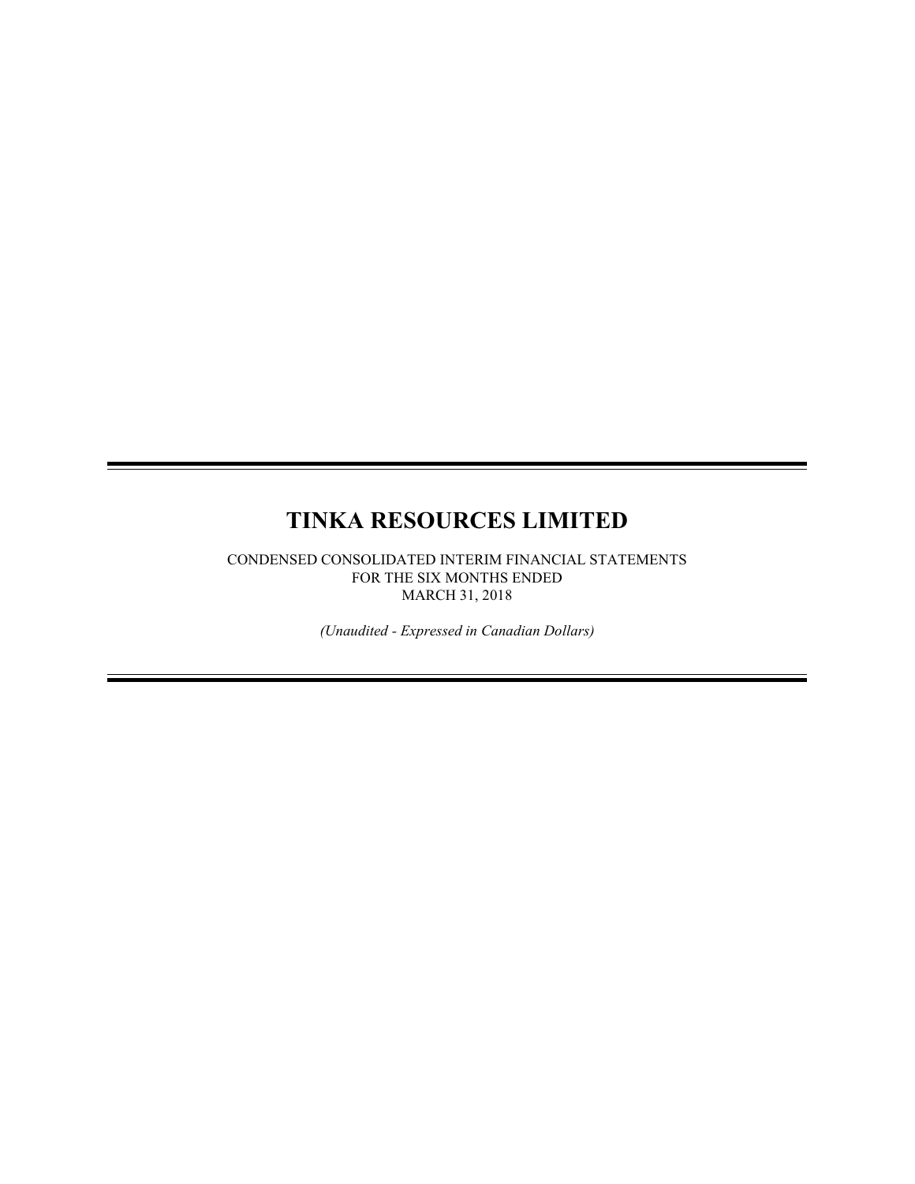# TINKA RESOURCES LIMITED

CONDENSED CONSOLIDATED INTERIM FINANCIAL STATEMENTS
FOR THE SIX MONTHS ENDED
MARCH 31, 2018

*(Unaudited - Expressed in Canadian Dollars)*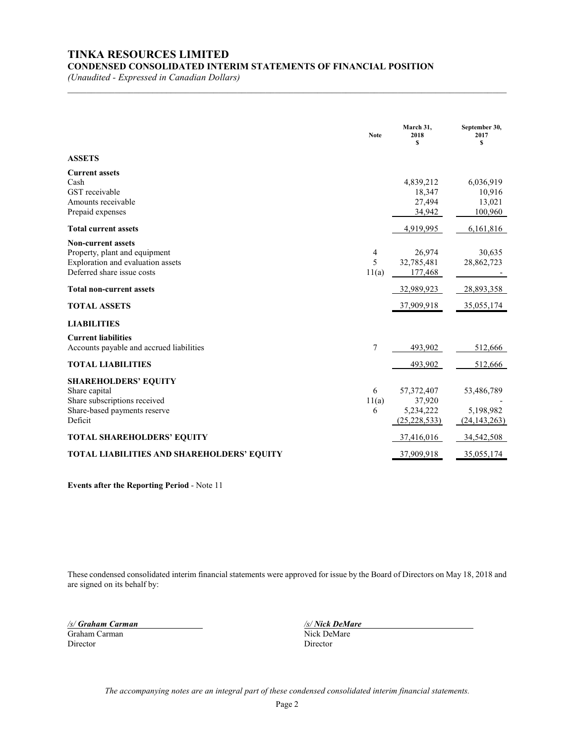# TINKA RESOURCES LIMITED

## CONDENSED CONSOLIDATED INTERIM STATEMENTS OF FINANCIAL POSITION

*(Unaudited - Expressed in Canadian Dollars)*

| | Note | March 31, 2018 $ | September 30, 2017 $ |
|---|---|---|---|
| **ASSETS** | | | |
| **Current assets** | | | |
| Cash | | 4,839,212 | 6,036,919 |
| GST receivable | | 18,347 | 10,916 |
| Amounts receivable | | 27,494 | 13,021 |
| Prepaid expenses | | 34,942 | 100,960 |
| **Total current assets** | | 4,919,995 | 6,161,816 |
| **Non-current assets** | | | |
| Property, plant and equipment | 4 | 26,974 | 30,635 |
| Exploration and evaluation assets | 5 | 32,785,481 | 28,862,723 |
| Deferred share issue costs | 11(a) | 177,468 | - |
| **Total non-current assets** | | 32,989,923 | 28,893,358 |
| **TOTAL ASSETS** | | 37,909,918 | 35,055,174 |
| **LIABILITIES** | | | |
| **Current liabilities** | | | |
| Accounts payable and accrued liabilities | 7 | 493,902 | 512,666 |
| **TOTAL LIABILITIES** | | 493,902 | 512,666 |
| **SHAREHOLDERS' EQUITY** | | | |
| Share capital | 6 | 57,372,407 | 53,486,789 |
| Share subscriptions received | 11(a) | 37,920 | - |
| Share-based payments reserve | 6 | 5,234,222 | 5,198,982 |
| Deficit | | (25,228,533) | (24,143,263) |
| **TOTAL SHAREHOLDERS' EQUITY** | | 37,416,016 | 34,542,508 |
| **TOTAL LIABILITIES AND SHAREHOLDERS' EQUITY** | | 37,909,918 | 35,055,174 |

**Events after the Reporting Period** - Note 11

These condensed consolidated interim financial statements were approved for issue by the Board of Directors on May 18, 2018 and are signed on its behalf by:

| | |
|---|---|
| */s/ Graham Carman* | */s/ Nick DeMare* |
| Graham Carman | Nick DeMare |
| Director | Director |

*The accompanying notes are an integral part of these condensed consolidated interim financial statements.*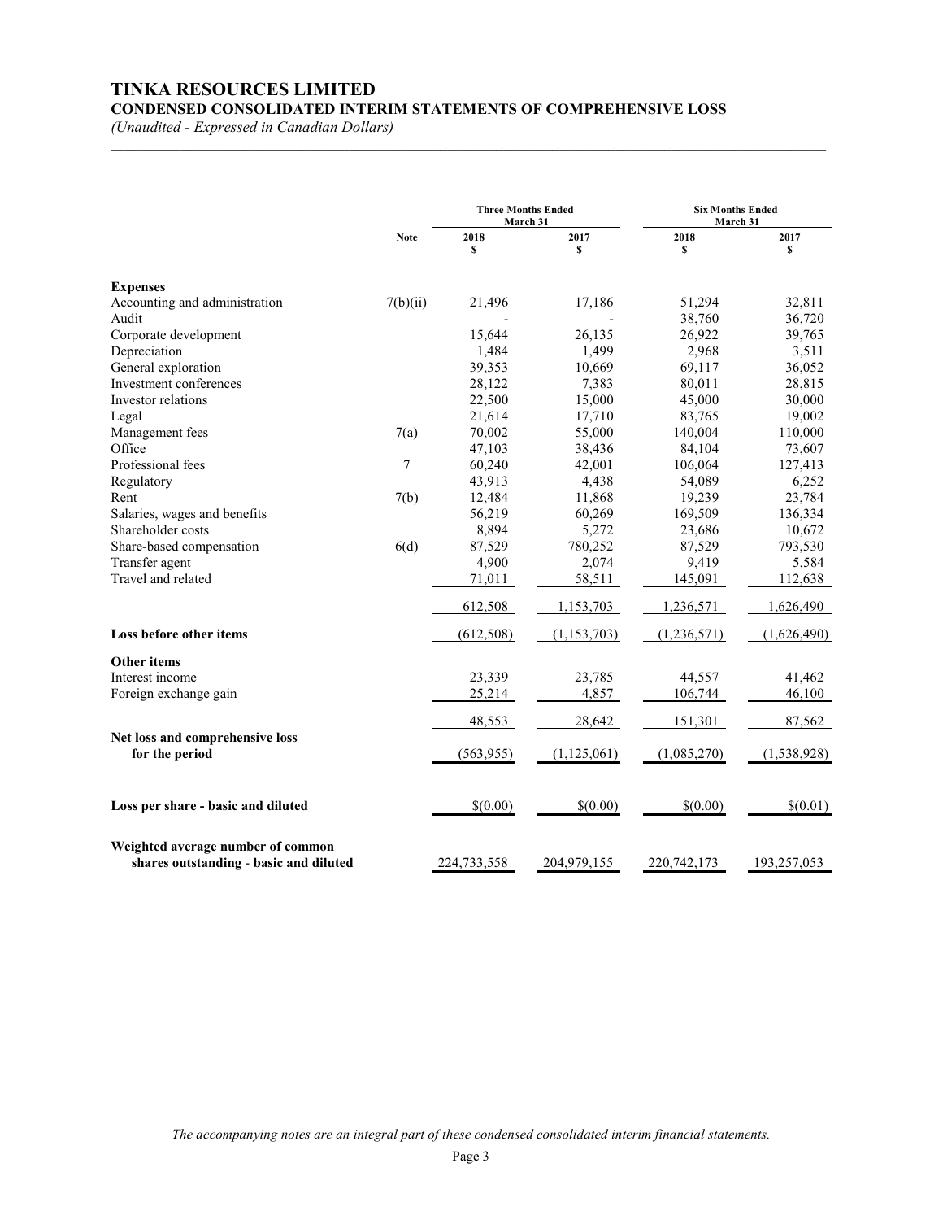# TINKA RESOURCES LIMITED

## CONDENSED CONSOLIDATED INTERIM STATEMENTS OF COMPREHENSIVE LOSS

*(Unaudited - Expressed in Canadian Dollars)*

| | Note | Three Months Ended March 31 | | Six Months Ended March 31 | |
|---|---|---|---|---|---|
| | | 2018 $ | 2017 $ | 2018 $ | 2017 $ |
| **Expenses** | | | | | |
| Accounting and administration | 7(b)(ii) | 21,496 | 17,186 | 51,294 | 32,811 |
| Audit | | - | - | 38,760 | 36,720 |
| Corporate development | | 15,644 | 26,135 | 26,922 | 39,765 |
| Depreciation | | 1,484 | 1,499 | 2,968 | 3,511 |
| General exploration | | 39,353 | 10,669 | 69,117 | 36,052 |
| Investment conferences | | 28,122 | 7,383 | 80,011 | 28,815 |
| Investor relations | | 22,500 | 15,000 | 45,000 | 30,000 |
| Legal | | 21,614 | 17,710 | 83,765 | 19,002 |
| Management fees | 7(a) | 70,002 | 55,000 | 140,004 | 110,000 |
| Office | | 47,103 | 38,436 | 84,104 | 73,607 |
| Professional fees | 7 | 60,240 | 42,001 | 106,064 | 127,413 |
| Regulatory | | 43,913 | 4,438 | 54,089 | 6,252 |
| Rent | 7(b) | 12,484 | 11,868 | 19,239 | 23,784 |
| Salaries, wages and benefits | | 56,219 | 60,269 | 169,509 | 136,334 |
| Shareholder costs | | 8,894 | 5,272 | 23,686 | 10,672 |
| Share-based compensation | 6(d) | 87,529 | 780,252 | 87,529 | 793,530 |
| Transfer agent | | 4,900 | 2,074 | 9,419 | 5,584 |
| Travel and related | | 71,011 | 58,511 | 145,091 | 112,638 |
| | | 612,508 | 1,153,703 | 1,236,571 | 1,626,490 |
| **Loss before other items** | | (612,508) | (1,153,703) | (1,236,571) | (1,626,490) |
| **Other items** | | | | | |
| Interest income | | 23,339 | 23,785 | 44,557 | 41,462 |
| Foreign exchange gain | | 25,214 | 4,857 | 106,744 | 46,100 |
| | | 48,553 | 28,642 | 151,301 | 87,562 |
| **Net loss and comprehensive loss for the period** | | (563,955) | (1,125,061) | (1,085,270) | (1,538,928) |
| **Loss per share - basic and diluted** | | $(0.00) | $(0.00) | $(0.00) | $(0.01) |
| **Weighted average number of common shares outstanding - basic and diluted** | | 224,733,558 | 204,979,155 | 220,742,173 | 193,257,053 |

*The accompanying notes are an integral part of these condensed consolidated interim financial statements.*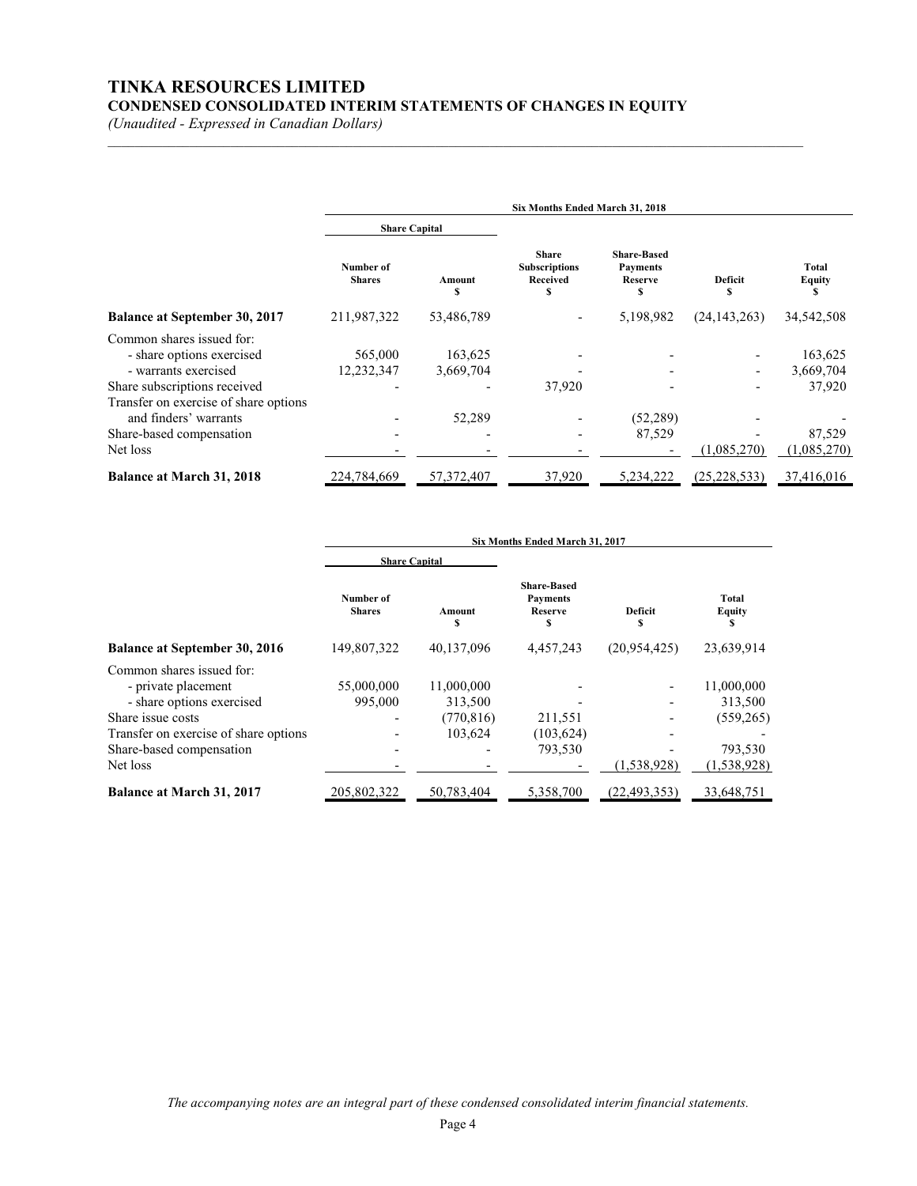# TINKA RESOURCES LIMITED

## CONDENSED CONSOLIDATED INTERIM STATEMENTS OF CHANGES IN EQUITY

*(Unaudited - Expressed in Canadian Dollars)*

| | Six Months Ended March 31, 2018 | | | | | |
|---|---|---|---|---|---|---|
| | Share Capital | | | | | |
| | Number of Shares | Amount $ | Share Subscriptions Received $ | Share-Based Payments Reserve $ | Deficit $ | Total Equity $ |
| **Balance at September 30, 2017** | 211,987,322 | 53,486,789 | - | 5,198,982 | (24,143,263) | 34,542,508 |
| Common shares issued for: | | | | | | |
| - share options exercised | 565,000 | 163,625 | - | - | - | 163,625 |
| - warrants exercised | 12,232,347 | 3,669,704 | - | - | - | 3,669,704 |
| Share subscriptions received | - | - | 37,920 | - | - | 37,920 |
| Transfer on exercise of share options and finders' warrants | - | 52,289 | - | (52,289) | - | - |
| Share-based compensation | - | - | - | 87,529 | - | 87,529 |
| Net loss | - | - | - | - | (1,085,270) | (1,085,270) |
| **Balance at March 31, 2018** | 224,784,669 | 57,372,407 | 37,920 | 5,234,222 | (25,228,533) | 37,416,016 |

| | Six Months Ended March 31, 2017 | | | | |
|---|---|---|---|---|---|
| | Share Capital | | | | |
| | Number of Shares | Amount $ | Share-Based Payments Reserve $ | Deficit $ | Total Equity $ |
| **Balance at September 30, 2016** | 149,807,322 | 40,137,096 | 4,457,243 | (20,954,425) | 23,639,914 |
| Common shares issued for: | | | | | |
| - private placement | 55,000,000 | 11,000,000 | - | - | 11,000,000 |
| - share options exercised | 995,000 | 313,500 | - | - | 313,500 |
| Share issue costs | - | (770,816) | 211,551 | - | (559,265) |
| Transfer on exercise of share options | - | 103,624 | (103,624) | - | - |
| Share-based compensation | - | - | 793,530 | - | 793,530 |
| Net loss | - | - | - | (1,538,928) | (1,538,928) |
| **Balance at March 31, 2017** | 205,802,322 | 50,783,404 | 5,358,700 | (22,493,353) | 33,648,751 |

*The accompanying notes are an integral part of these condensed consolidated interim financial statements.*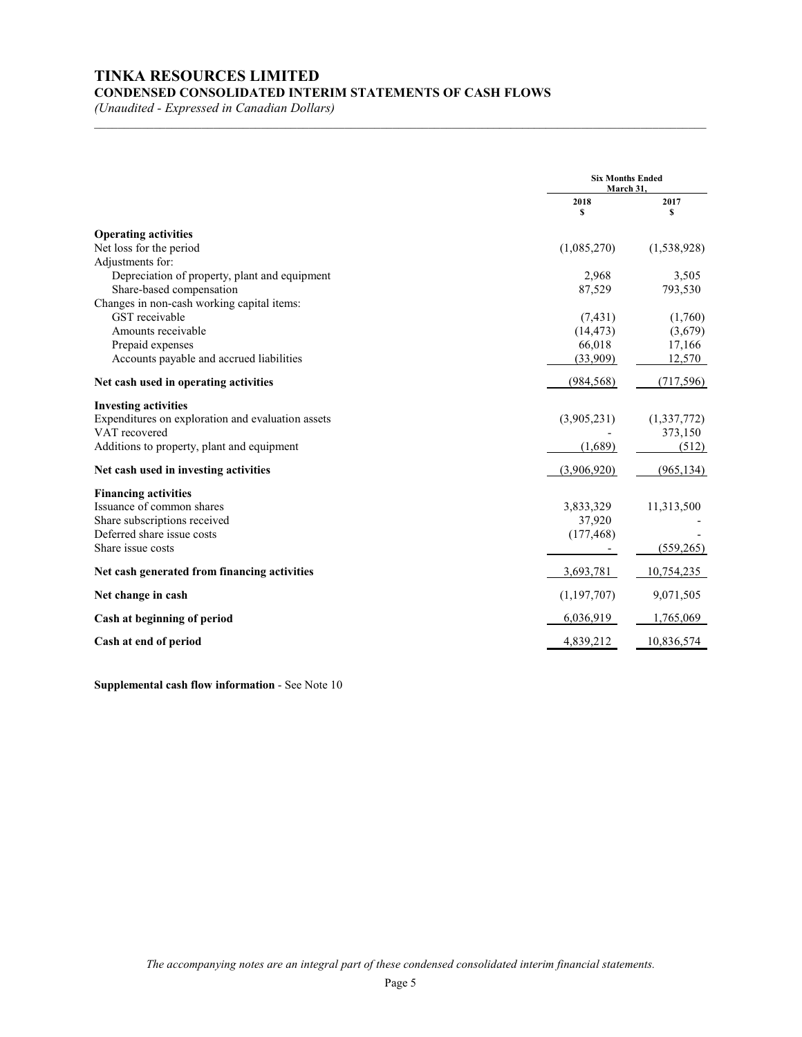# TINKA RESOURCES LIMITED

## CONDENSED CONSOLIDATED INTERIM STATEMENTS OF CASH FLOWS

*(Unaudited - Expressed in Canadian Dollars)*

| | Six Months Ended March 31, | |
|---|---|---|
| | 2018 $ | 2017 $ |
| **Operating activities** | | |
| Net loss for the period | (1,085,270) | (1,538,928) |
| Adjustments for: | | |
| Depreciation of property, plant and equipment | 2,968 | 3,505 |
| Share-based compensation | 87,529 | 793,530 |
| Changes in non-cash working capital items: | | |
| GST receivable | (7,431) | (1,760) |
| Amounts receivable | (14,473) | (3,679) |
| Prepaid expenses | 66,018 | 17,166 |
| Accounts payable and accrued liabilities | (33,909) | 12,570 |
| **Net cash used in operating activities** | (984,568) | (717,596) |
| **Investing activities** | | |
| Expenditures on exploration and evaluation assets | (3,905,231) | (1,337,772) |
| VAT recovered | - | 373,150 |
| Additions to property, plant and equipment | (1,689) | (512) |
| **Net cash used in investing activities** | (3,906,920) | (965,134) |
| **Financing activities** | | |
| Issuance of common shares | 3,833,329 | 11,313,500 |
| Share subscriptions received | 37,920 | - |
| Deferred share issue costs | (177,468) | - |
| Share issue costs | - | (559,265) |
| **Net cash generated from financing activities** | 3,693,781 | 10,754,235 |
| **Net change in cash** | (1,197,707) | 9,071,505 |
| **Cash at beginning of period** | 6,036,919 | 1,765,069 |
| **Cash at end of period** | 4,839,212 | 10,836,574 |

**Supplemental cash flow information** - See Note 10

*The accompanying notes are an integral part of these condensed consolidated interim financial statements.*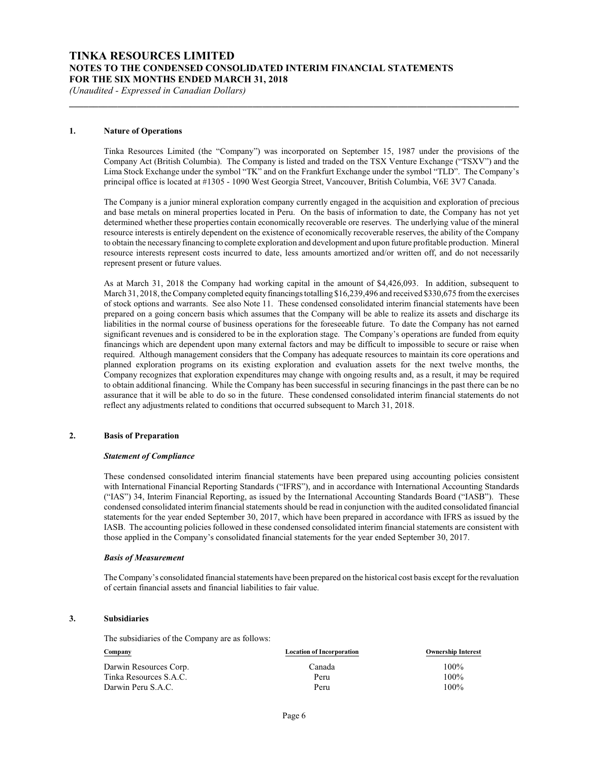# TINKA RESOURCES LIMITED
## NOTES TO THE CONDENSED CONSOLIDATED INTERIM FINANCIAL STATEMENTS
## FOR THE SIX MONTHS ENDED MARCH 31, 2018

*(Unaudited - Expressed in Canadian Dollars)*

### 1. Nature of Operations

Tinka Resources Limited (the "Company") was incorporated on September 15, 1987 under the provisions of the Company Act (British Columbia). The Company is listed and traded on the TSX Venture Exchange ("TSXV") and the Lima Stock Exchange under the symbol "TK" and on the Frankfurt Exchange under the symbol "TLD". The Company's principal office is located at #1305 - 1090 West Georgia Street, Vancouver, British Columbia, V6E 3V7 Canada.

The Company is a junior mineral exploration company currently engaged in the acquisition and exploration of precious and base metals on mineral properties located in Peru. On the basis of information to date, the Company has not yet determined whether these properties contain economically recoverable ore reserves. The underlying value of the mineral resource interests is entirely dependent on the existence of economically recoverable reserves, the ability of the Company to obtain the necessary financing to complete exploration and development and upon future profitable production. Mineral resource interests represent costs incurred to date, less amounts amortized and/or written off, and do not necessarily represent present or future values.

As at March 31, 2018 the Company had working capital in the amount of $4,426,093. In addition, subsequent to March 31, 2018, the Company completed equity financings totalling $16,239,496 and received $330,675 from the exercises of stock options and warrants. See also Note 11. These condensed consolidated interim financial statements have been prepared on a going concern basis which assumes that the Company will be able to realize its assets and discharge its liabilities in the normal course of business operations for the foreseeable future. To date the Company has not earned significant revenues and is considered to be in the exploration stage. The Company's operations are funded from equity financings which are dependent upon many external factors and may be difficult to impossible to secure or raise when required. Although management considers that the Company has adequate resources to maintain its core operations and planned exploration programs on its existing exploration and evaluation assets for the next twelve months, the Company recognizes that exploration expenditures may change with ongoing results and, as a result, it may be required to obtain additional financing. While the Company has been successful in securing financings in the past there can be no assurance that it will be able to do so in the future. These condensed consolidated interim financial statements do not reflect any adjustments related to conditions that occurred subsequent to March 31, 2018.

### 2. Basis of Preparation

***Statement of Compliance***

These condensed consolidated interim financial statements have been prepared using accounting policies consistent with International Financial Reporting Standards ("IFRS"), and in accordance with International Accounting Standards ("IAS") 34, Interim Financial Reporting, as issued by the International Accounting Standards Board ("IASB"). These condensed consolidated interim financial statements should be read in conjunction with the audited consolidated financial statements for the year ended September 30, 2017, which have been prepared in accordance with IFRS as issued by the IASB. The accounting policies followed in these condensed consolidated interim financial statements are consistent with those applied in the Company's consolidated financial statements for the year ended September 30, 2017.

***Basis of Measurement***

The Company's consolidated financial statements have been prepared on the historical cost basis except for the revaluation of certain financial assets and financial liabilities to fair value.

### 3. Subsidiaries

The subsidiaries of the Company are as follows:

| Company | Location of Incorporation | Ownership Interest |
|---|---|---|
| Darwin Resources Corp. | Canada | 100% |
| Tinka Resources S.A.C. | Peru | 100% |
| Darwin Peru S.A.C. | Peru | 100% |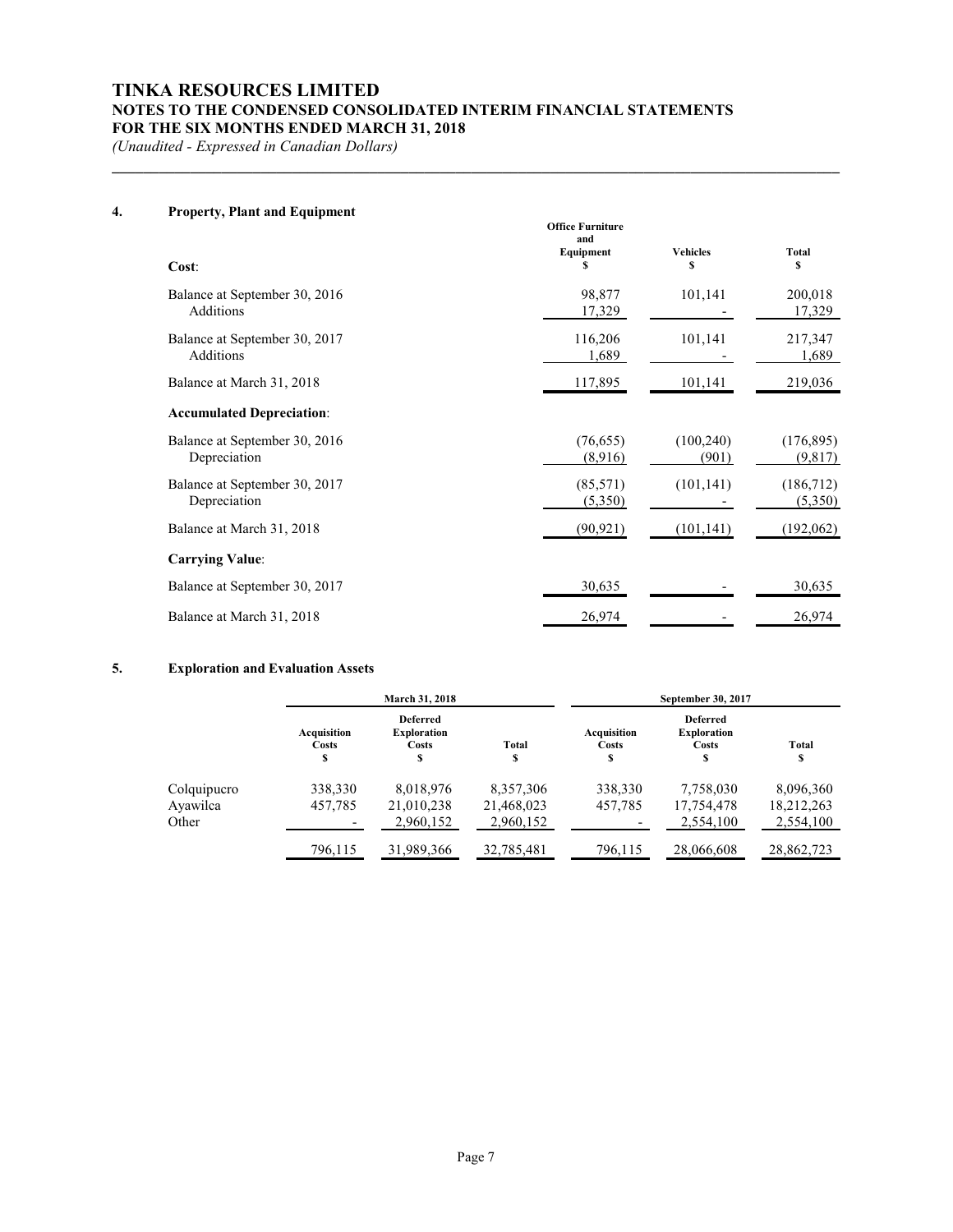# TINKA RESOURCES LIMITED
## NOTES TO THE CONDENSED CONSOLIDATED INTERIM FINANCIAL STATEMENTS
## FOR THE SIX MONTHS ENDED MARCH 31, 2018

*(Unaudited - Expressed in Canadian Dollars)*

### 4. Property, Plant and Equipment

| | Office Furniture and Equipment $ | Vehicles $ | Total $ |
|---|---|---|---|
| **Cost**: | | | |
| Balance at September 30, 2016 | 98,877 | 101,141 | 200,018 |
| Additions | 17,329 | - | 17,329 |
| Balance at September 30, 2017 | 116,206 | 101,141 | 217,347 |
| Additions | 1,689 | - | 1,689 |
| Balance at March 31, 2018 | 117,895 | 101,141 | 219,036 |
| **Accumulated Depreciation**: | | | |
| Balance at September 30, 2016 | (76,655) | (100,240) | (176,895) |
| Depreciation | (8,916) | (901) | (9,817) |
| Balance at September 30, 2017 | (85,571) | (101,141) | (186,712) |
| Depreciation | (5,350) | - | (5,350) |
| Balance at March 31, 2018 | (90,921) | (101,141) | (192,062) |
| **Carrying Value**: | | | |
| Balance at September 30, 2017 | 30,635 | - | 30,635 |
| Balance at March 31, 2018 | 26,974 | - | 26,974 |

### 5. Exploration and Evaluation Assets

| | March 31, 2018 | | | September 30, 2017 | | |
|---|---|---|---|---|---|---|
| | Acquisition Costs $ | Deferred Exploration Costs $ | Total $ | Acquisition Costs $ | Deferred Exploration Costs $ | Total $ |
| Colquipucro | 338,330 | 8,018,976 | 8,357,306 | 338,330 | 7,758,030 | 8,096,360 |
| Ayawilca | 457,785 | 21,010,238 | 21,468,023 | 457,785 | 17,754,478 | 18,212,263 |
| Other | - | 2,960,152 | 2,960,152 | - | 2,554,100 | 2,554,100 |
| | 796,115 | 31,989,366 | 32,785,481 | 796,115 | 28,066,608 | 28,862,723 |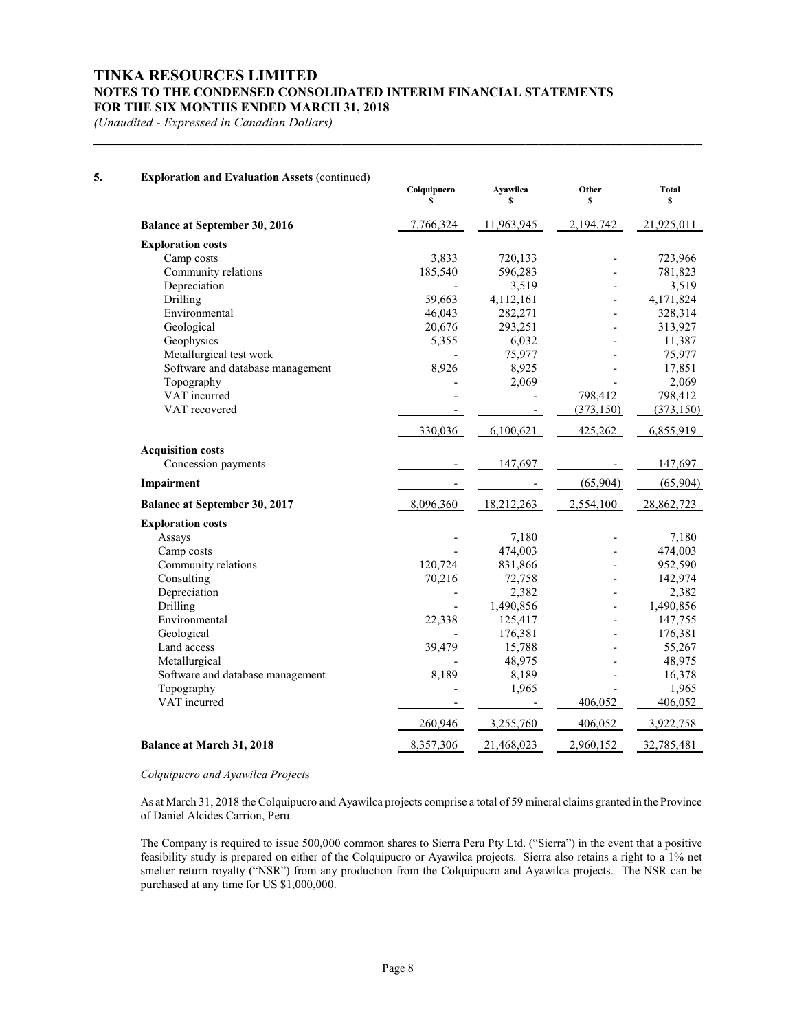## 5. Exploration and Evaluation Assets (continued)

| | Colquipucro $ | Ayawilca $ | Other $ | Total $ |
|---|---|---|---|---|
| **Balance at September 30, 2016** | 7,766,324 | 11,963,945 | 2,194,742 | 21,925,011 |
| **Exploration costs** | | | | |
| Camp costs | 3,833 | 720,133 | - | 723,966 |
| Community relations | 185,540 | 596,283 | - | 781,823 |
| Depreciation | - | 3,519 | - | 3,519 |
| Drilling | 59,663 | 4,112,161 | - | 4,171,824 |
| Environmental | 46,043 | 282,271 | - | 328,314 |
| Geological | 20,676 | 293,251 | - | 313,927 |
| Geophysics | 5,355 | 6,032 | - | 11,387 |
| Metallurgical test work | - | 75,977 | - | 75,977 |
| Software and database management | 8,926 | 8,925 | - | 17,851 |
| Topography | - | 2,069 | - | 2,069 |
| VAT incurred | - | - | 798,412 | 798,412 |
| VAT recovered | - | - | (373,150) | (373,150) |
| | 330,036 | 6,100,621 | 425,262 | 6,855,919 |
| **Acquisition costs** | | | | |
| Concession payments | - | 147,697 | - | 147,697 |
| **Impairment** | - | - | (65,904) | (65,904) |
| **Balance at September 30, 2017** | 8,096,360 | 18,212,263 | 2,554,100 | 28,862,723 |
| **Exploration costs** | | | | |
| Assays | - | 7,180 | - | 7,180 |
| Camp costs | - | 474,003 | - | 474,003 |
| Community relations | 120,724 | 831,866 | - | 952,590 |
| Consulting | 70,216 | 72,758 | - | 142,974 |
| Depreciation | - | 2,382 | - | 2,382 |
| Drilling | - | 1,490,856 | - | 1,490,856 |
| Environmental | 22,338 | 125,417 | - | 147,755 |
| Geological | - | 176,381 | - | 176,381 |
| Land access | 39,479 | 15,788 | - | 55,267 |
| Metallurgical | - | 48,975 | - | 48,975 |
| Software and database management | 8,189 | 8,189 | - | 16,378 |
| Topography | - | 1,965 | - | 1,965 |
| VAT incurred | - | - | 406,052 | 406,052 |
| | 260,946 | 3,255,760 | 406,052 | 3,922,758 |
| **Balance at March 31, 2018** | 8,357,306 | 21,468,023 | 2,960,152 | 32,785,481 |

*Colquipucro and Ayawilca Projects*

As at March 31, 2018 the Colquipucro and Ayawilca projects comprise a total of 59 mineral claims granted in the Province of Daniel Alcides Carrion, Peru.

The Company is required to issue 500,000 common shares to Sierra Peru Pty Ltd. ("Sierra") in the event that a positive feasibility study is prepared on either of the Colquipucro or Ayawilca projects. Sierra also retains a right to a 1% net smelter return royalty ("NSR") from any production from the Colquipucro and Ayawilca projects. The NSR can be purchased at any time for US $1,000,000.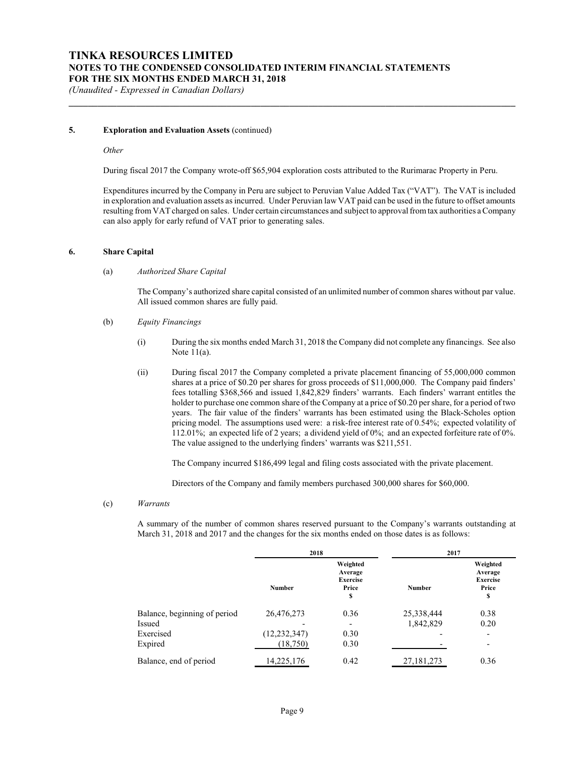### 5. Exploration and Evaluation Assets (continued)

*Other*

During fiscal 2017 the Company wrote-off $65,904 exploration costs attributed to the Rurimarac Property in Peru.

Expenditures incurred by the Company in Peru are subject to Peruvian Value Added Tax ("VAT"). The VAT is included in exploration and evaluation assets as incurred. Under Peruvian law VAT paid can be used in the future to offset amounts resulting from VAT charged on sales. Under certain circumstances and subject to approval from tax authorities a Company can also apply for early refund of VAT prior to generating sales.

### 6. Share Capital

(a) *Authorized Share Capital*

The Company's authorized share capital consisted of an unlimited number of common shares without par value. All issued common shares are fully paid.

(b) *Equity Financings*

(i) During the six months ended March 31, 2018 the Company did not complete any financings. See also Note 11(a).

(ii) During fiscal 2017 the Company completed a private placement financing of 55,000,000 common shares at a price of $0.20 per shares for gross proceeds of $11,000,000. The Company paid finders' fees totalling $368,566 and issued 1,842,829 finders' warrants. Each finders' warrant entitles the holder to purchase one common share of the Company at a price of $0.20 per share, for a period of two years. The fair value of the finders' warrants has been estimated using the Black-Scholes option pricing model. The assumptions used were: a risk-free interest rate of 0.54%; expected volatility of 112.01%; an expected life of 2 years; a dividend yield of 0%; and an expected forfeiture rate of 0%. The value assigned to the underlying finders' warrants was $211,551.

The Company incurred $186,499 legal and filing costs associated with the private placement.

Directors of the Company and family members purchased 300,000 shares for $60,000.

(c) *Warrants*

A summary of the number of common shares reserved pursuant to the Company's warrants outstanding at March 31, 2018 and 2017 and the changes for the six months ended on those dates is as follows:

| | 2018 | | 2017 | |
|---|---|---|---|---|
| | Number | Weighted Average Exercise Price $ | Number | Weighted Average Exercise Price $ |
| Balance, beginning of period | 26,476,273 | 0.36 | 25,338,444 | 0.38 |
| Issued | - | - | 1,842,829 | 0.20 |
| Exercised | (12,232,347) | 0.30 | - | - |
| Expired | (18,750) | 0.30 | - | - |
| Balance, end of period | 14,225,176 | 0.42 | 27,181,273 | 0.36 |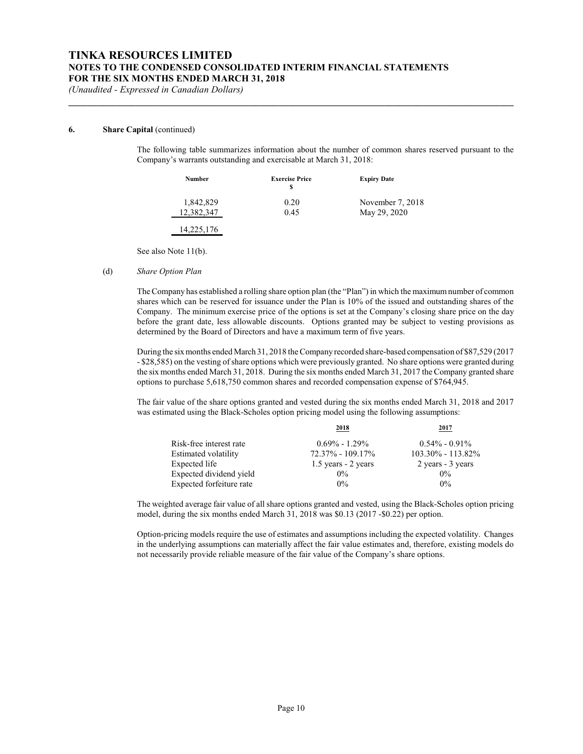**6. Share Capital** (continued)

The following table summarizes information about the number of common shares reserved pursuant to the Company's warrants outstanding and exercisable at March 31, 2018:

| Number | Exercise Price $ | Expiry Date |
|---|---|---|
| 1,842,829 | 0.20 | November 7, 2018 |
| 12,382,347 | 0.45 | May 29, 2020 |
| 14,225,176 | | |

See also Note 11(b).

(d) *Share Option Plan*

The Company has established a rolling share option plan (the "Plan") in which the maximum number of common shares which can be reserved for issuance under the Plan is 10% of the issued and outstanding shares of the Company. The minimum exercise price of the options is set at the Company's closing share price on the day before the grant date, less allowable discounts. Options granted may be subject to vesting provisions as determined by the Board of Directors and have a maximum term of five years.

During the six months ended March 31, 2018 the Company recorded share-based compensation of $87,529 (2017 - $28,585) on the vesting of share options which were previously granted. No share options were granted during the six months ended March 31, 2018. During the six months ended March 31, 2017 the Company granted share options to purchase 5,618,750 common shares and recorded compensation expense of $764,945.

The fair value of the share options granted and vested during the six months ended March 31, 2018 and 2017 was estimated using the Black-Scholes option pricing model using the following assumptions:

| | 2018 | 2017 |
|---|---|---|
| Risk-free interest rate | 0.69% - 1.29% | 0.54% - 0.91% |
| Estimated volatility | 72.37% - 109.17% | 103.30% - 113.82% |
| Expected life | 1.5 years - 2 years | 2 years - 3 years |
| Expected dividend yield | 0% | 0% |
| Expected forfeiture rate | 0% | 0% |

The weighted average fair value of all share options granted and vested, using the Black-Scholes option pricing model, during the six months ended March 31, 2018 was $0.13 (2017 -$0.22) per option.

Option-pricing models require the use of estimates and assumptions including the expected volatility. Changes in the underlying assumptions can materially affect the fair value estimates and, therefore, existing models do not necessarily provide reliable measure of the fair value of the Company's share options.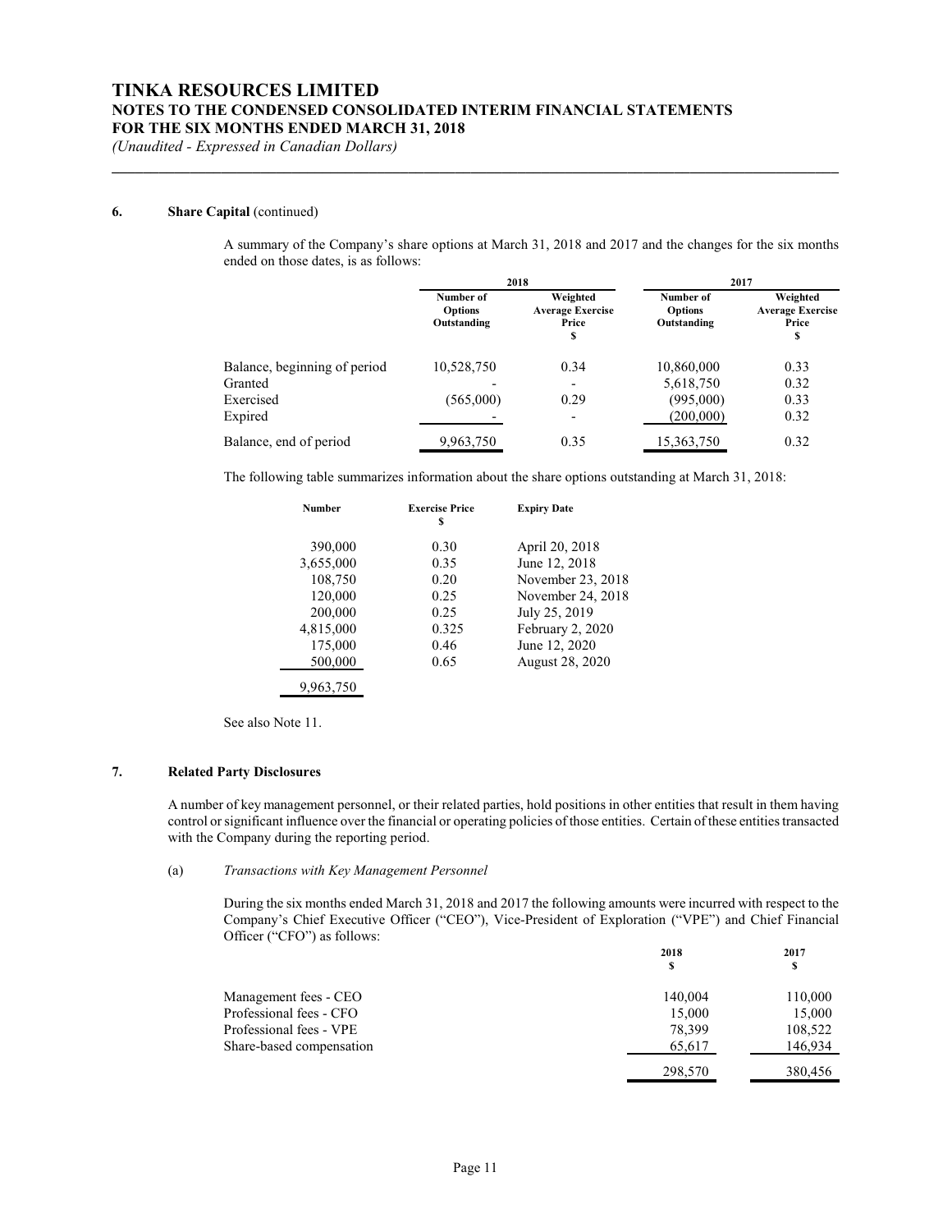### 6. Share Capital (continued)

A summary of the Company's share options at March 31, 2018 and 2017 and the changes for the six months ended on those dates, is as follows:

| | 2018 | | 2017 | |
|---|---|---|---|---|
| | Number of Options Outstanding | Weighted Average Exercise Price $ | Number of Options Outstanding | Weighted Average Exercise Price $ |
| Balance, beginning of period | 10,528,750 | 0.34 | 10,860,000 | 0.33 |
| Granted | - | - | 5,618,750 | 0.32 |
| Exercised | (565,000) | 0.29 | (995,000) | 0.33 |
| Expired | - | - | (200,000) | 0.32 |
| Balance, end of period | 9,963,750 | 0.35 | 15,363,750 | 0.32 |

The following table summarizes information about the share options outstanding at March 31, 2018:

| Number | Exercise Price $ | Expiry Date |
|---|---|---|
| 390,000 | 0.30 | April 20, 2018 |
| 3,655,000 | 0.35 | June 12, 2018 |
| 108,750 | 0.20 | November 23, 2018 |
| 120,000 | 0.25 | November 24, 2018 |
| 200,000 | 0.25 | July 25, 2019 |
| 4,815,000 | 0.325 | February 2, 2020 |
| 175,000 | 0.46 | June 12, 2020 |
| 500,000 | 0.65 | August 28, 2020 |
| 9,963,750 | | |

See also Note 11.

### 7. Related Party Disclosures

A number of key management personnel, or their related parties, hold positions in other entities that result in them having control or significant influence over the financial or operating policies of those entities. Certain of these entities transacted with the Company during the reporting period.

(a) *Transactions with Key Management Personnel*

During the six months ended March 31, 2018 and 2017 the following amounts were incurred with respect to the Company's Chief Executive Officer ("CEO"), Vice-President of Exploration ("VPE") and Chief Financial Officer ("CFO") as follows:

| | 2018 $ | 2017 $ |
|---|---|---|
| Management fees - CEO | 140,004 | 110,000 |
| Professional fees - CFO | 15,000 | 15,000 |
| Professional fees - VPE | 78,399 | 108,522 |
| Share-based compensation | 65,617 | 146,934 |
| | 298,570 | 380,456 |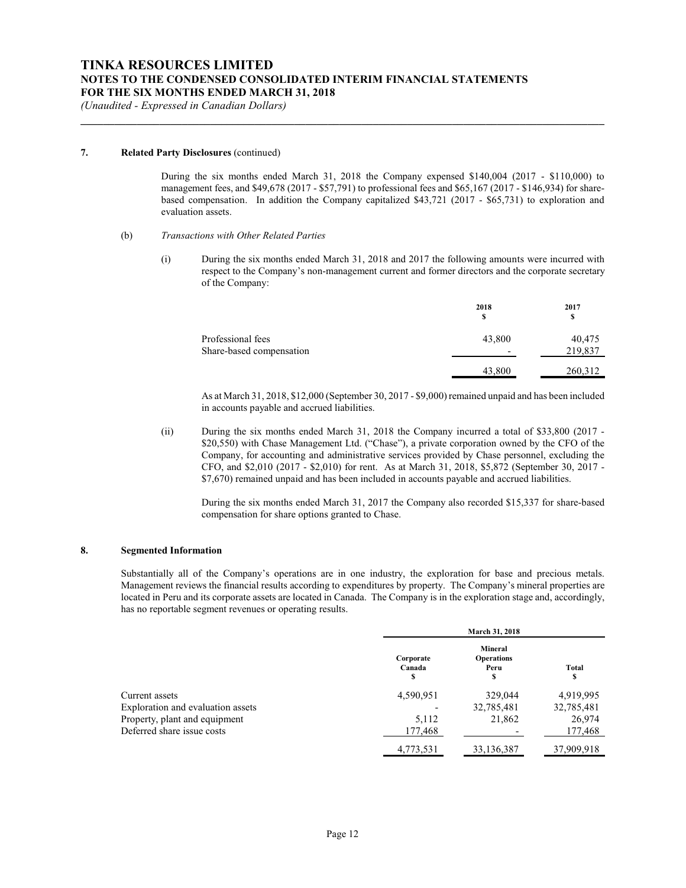### 7. Related Party Disclosures (continued)

During the six months ended March 31, 2018 the Company expensed $140,004 (2017 - $110,000) to management fees, and $49,678 (2017 - $57,791) to professional fees and $65,167 (2017 - $146,934) for share-based compensation. In addition the Company capitalized $43,721 (2017 - $65,731) to exploration and evaluation assets.

(b) *Transactions with Other Related Parties*

(i) During the six months ended March 31, 2018 and 2017 the following amounts were incurred with respect to the Company's non-management current and former directors and the corporate secretary of the Company:

| | 2018<br>$ | 2017<br>$ |
|---|---|---|
| Professional fees | 43,800 | 40,475 |
| Share-based compensation | - | 219,837 |
| | 43,800 | 260,312 |

As at March 31, 2018, $12,000 (September 30, 2017 - $9,000) remained unpaid and has been included in accounts payable and accrued liabilities.

(ii) During the six months ended March 31, 2018 the Company incurred a total of $33,800 (2017 - $20,550) with Chase Management Ltd. ("Chase"), a private corporation owned by the CFO of the Company, for accounting and administrative services provided by Chase personnel, excluding the CFO, and $2,010 (2017 - $2,010) for rent. As at March 31, 2018, $5,872 (September 30, 2017 - $7,670) remained unpaid and has been included in accounts payable and accrued liabilities.

During the six months ended March 31, 2017 the Company also recorded $15,337 for share-based compensation for share options granted to Chase.

### 8. Segmented Information

Substantially all of the Company's operations are in one industry, the exploration for base and precious metals. Management reviews the financial results according to expenditures by property. The Company's mineral properties are located in Peru and its corporate assets are located in Canada. The Company is in the exploration stage and, accordingly, has no reportable segment revenues or operating results.

| | March 31, 2018 | | |
|---|---|---|---|
| | Corporate<br>Canada<br>$ | Mineral<br>Operations<br>Peru<br>$ | Total<br>$ |
| Current assets | 4,590,951 | 329,044 | 4,919,995 |
| Exploration and evaluation assets | - | 32,785,481 | 32,785,481 |
| Property, plant and equipment | 5,112 | 21,862 | 26,974 |
| Deferred share issue costs | 177,468 | - | 177,468 |
| | 4,773,531 | 33,136,387 | 37,909,918 |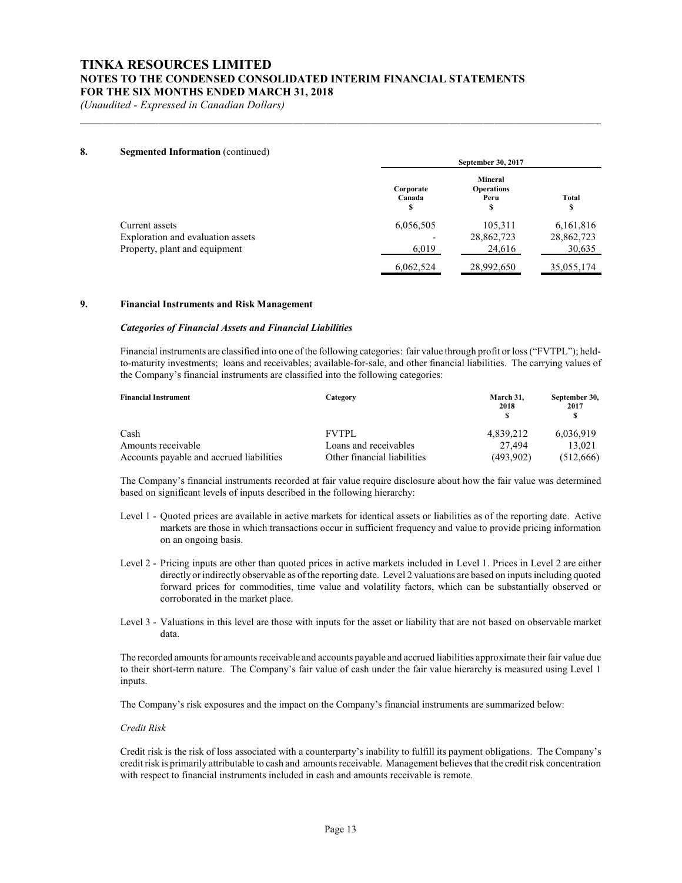## 8. Segmented Information (continued)

| | September 30, 2017 | | |
|---|---|---|---|
| | Corporate Canada $ | Mineral Operations Peru $ | Total $ |
| Current assets | 6,056,505 | 105,311 | 6,161,816 |
| Exploration and evaluation assets | - | 28,862,723 | 28,862,723 |
| Property, plant and equipment | 6,019 | 24,616 | 30,635 |
| | 6,062,524 | 28,992,650 | 35,055,174 |

## 9. Financial Instruments and Risk Management

### *Categories of Financial Assets and Financial Liabilities*

Financial instruments are classified into one of the following categories: fair value through profit or loss ("FVTPL"); held-to-maturity investments; loans and receivables; available-for-sale, and other financial liabilities. The carrying values of the Company's financial instruments are classified into the following categories:

| Financial Instrument | Category | March 31, 2018 $ | September 30, 2017 $ |
|---|---|---|---|
| Cash | FVTPL | 4,839,212 | 6,036,919 |
| Amounts receivable | Loans and receivables | 27,494 | 13,021 |
| Accounts payable and accrued liabilities | Other financial liabilities | (493,902) | (512,666) |

The Company's financial instruments recorded at fair value require disclosure about how the fair value was determined based on significant levels of inputs described in the following hierarchy:

Level 1 - Quoted prices are available in active markets for identical assets or liabilities as of the reporting date. Active markets are those in which transactions occur in sufficient frequency and value to provide pricing information on an ongoing basis.

Level 2 - Pricing inputs are other than quoted prices in active markets included in Level 1. Prices in Level 2 are either directly or indirectly observable as of the reporting date. Level 2 valuations are based on inputs including quoted forward prices for commodities, time value and volatility factors, which can be substantially observed or corroborated in the market place.

Level 3 - Valuations in this level are those with inputs for the asset or liability that are not based on observable market data.

The recorded amounts for amounts receivable and accounts payable and accrued liabilities approximate their fair value due to their short-term nature. The Company's fair value of cash under the fair value hierarchy is measured using Level 1 inputs.

The Company's risk exposures and the impact on the Company's financial instruments are summarized below:

*Credit Risk*

Credit risk is the risk of loss associated with a counterparty's inability to fulfill its payment obligations. The Company's credit risk is primarily attributable to cash and amounts receivable. Management believes that the credit risk concentration with respect to financial instruments included in cash and amounts receivable is remote.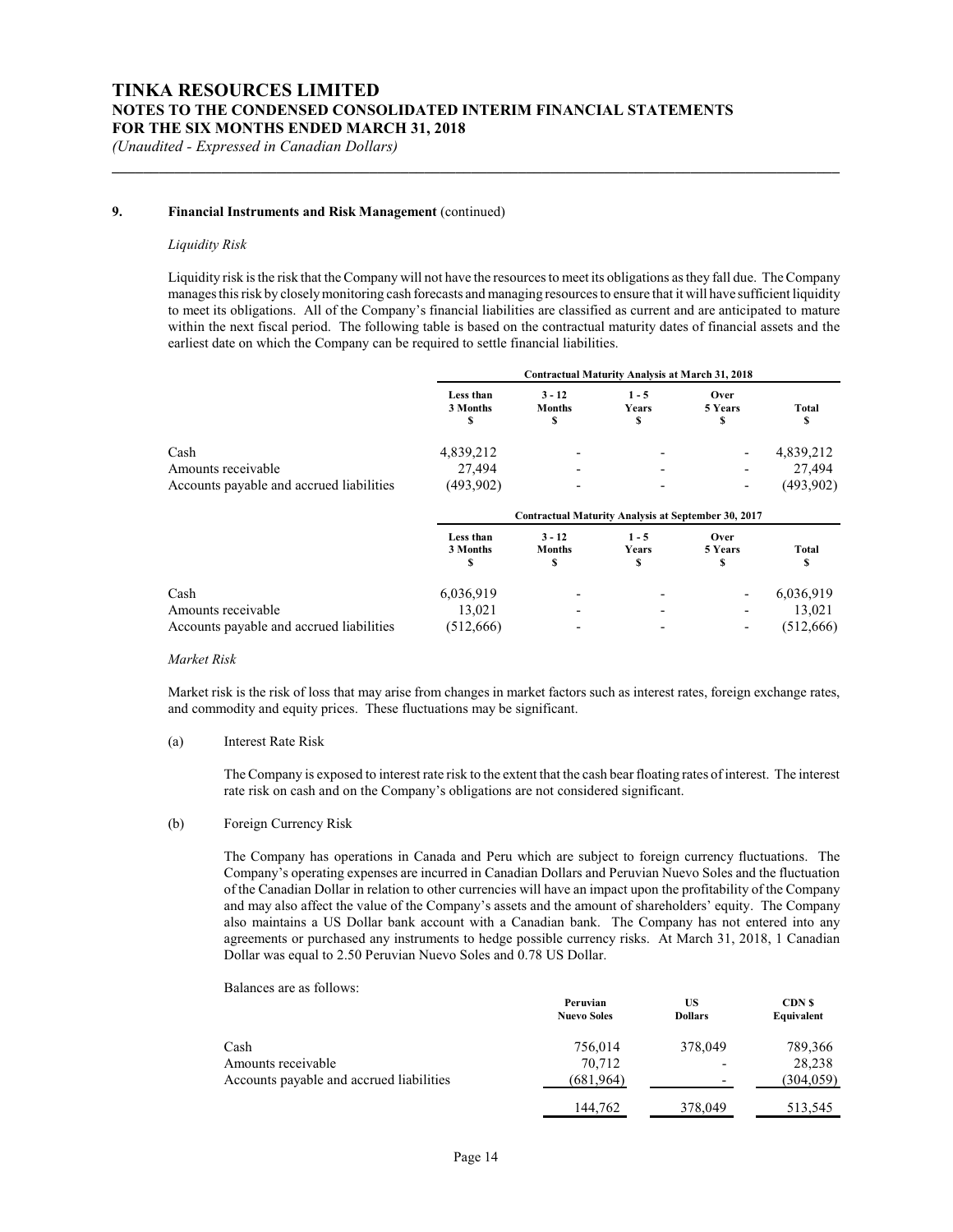## 9. Financial Instruments and Risk Management (continued)

*Liquidity Risk*

Liquidity risk is the risk that the Company will not have the resources to meet its obligations as they fall due. The Company manages this risk by closely monitoring cash forecasts and managing resources to ensure that it will have sufficient liquidity to meet its obligations. All of the Company's financial liabilities are classified as current and are anticipated to mature within the next fiscal period. The following table is based on the contractual maturity dates of financial assets and the earliest date on which the Company can be required to settle financial liabilities.

| | Contractual Maturity Analysis at March 31, 2018 | | | | |
|---|---|---|---|---|---|
| | **Less than 3 Months $** | **3 - 12 Months $** | **1 - 5 Years $** | **Over 5 Years $** | **Total $** |
| Cash | 4,839,212 | - | - | - | 4,839,212 |
| Amounts receivable | 27,494 | - | - | - | 27,494 |
| Accounts payable and accrued liabilities | (493,902) | - | - | - | (493,902) |

| | Contractual Maturity Analysis at September 30, 2017 | | | | |
|---|---|---|---|---|---|
| | **Less than 3 Months $** | **3 - 12 Months $** | **1 - 5 Years $** | **Over 5 Years $** | **Total $** |
| Cash | 6,036,919 | - | - | - | 6,036,919 |
| Amounts receivable | 13,021 | - | - | - | 13,021 |
| Accounts payable and accrued liabilities | (512,666) | - | - | - | (512,666) |

*Market Risk*

Market risk is the risk of loss that may arise from changes in market factors such as interest rates, foreign exchange rates, and commodity and equity prices. These fluctuations may be significant.

(a) Interest Rate Risk

The Company is exposed to interest rate risk to the extent that the cash bear floating rates of interest. The interest rate risk on cash and on the Company's obligations are not considered significant.

(b) Foreign Currency Risk

The Company has operations in Canada and Peru which are subject to foreign currency fluctuations. The Company's operating expenses are incurred in Canadian Dollars and Peruvian Nuevo Soles and the fluctuation of the Canadian Dollar in relation to other currencies will have an impact upon the profitability of the Company and may also affect the value of the Company's assets and the amount of shareholders' equity. The Company also maintains a US Dollar bank account with a Canadian bank. The Company has not entered into any agreements or purchased any instruments to hedge possible currency risks. At March 31, 2018, 1 Canadian Dollar was equal to 2.50 Peruvian Nuevo Soles and 0.78 US Dollar.

Balances are as follows:

| | **Peruvian Nuevo Soles** | **US Dollars** | **CDN $ Equivalent** |
|---|---|---|---|
| Cash | 756,014 | 378,049 | 789,366 |
| Amounts receivable | 70,712 | - | 28,238 |
| Accounts payable and accrued liabilities | (681,964) | - | (304,059) |
| | 144,762 | 378,049 | 513,545 |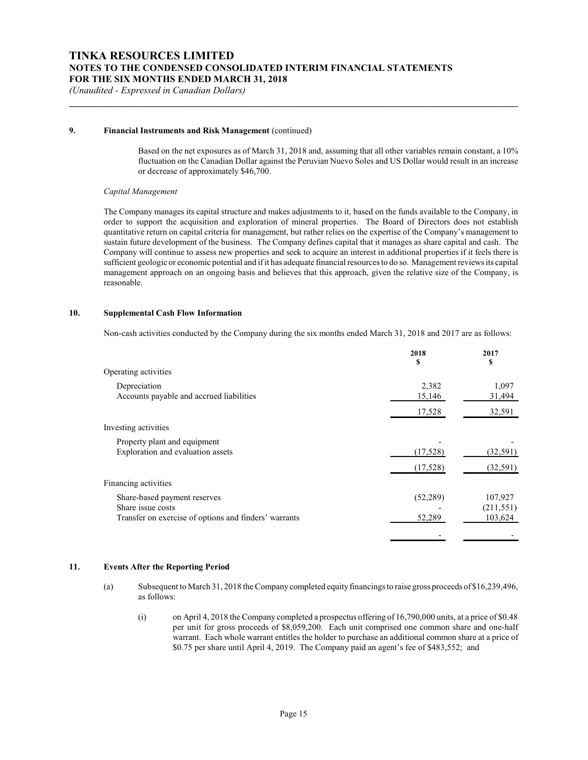**9. Financial Instruments and Risk Management** (continued)

Based on the net exposures as of March 31, 2018 and, assuming that all other variables remain constant, a 10% fluctuation on the Canadian Dollar against the Peruvian Nuevo Soles and US Dollar would result in an increase or decrease of approximately $46,700.

*Capital Management*

The Company manages its capital structure and makes adjustments to it, based on the funds available to the Company, in order to support the acquisition and exploration of mineral properties. The Board of Directors does not establish quantitative return on capital criteria for management, but rather relies on the expertise of the Company's management to sustain future development of the business. The Company defines capital that it manages as share capital and cash. The Company will continue to assess new properties and seek to acquire an interest in additional properties if it feels there is sufficient geologic or economic potential and if it has adequate financial resources to do so. Management reviews its capital management approach on an ongoing basis and believes that this approach, given the relative size of the Company, is reasonable.

**10. Supplemental Cash Flow Information**

Non-cash activities conducted by the Company during the six months ended March 31, 2018 and 2017 are as follows:

| | 2018<br>$ | 2017<br>$ |
|---|---|---|
| Operating activities | | |
| Depreciation | 2,382 | 1,097 |
| Accounts payable and accrued liabilities | 15,146 | 31,494 |
| | 17,528 | 32,591 |
| Investing activities | | |
| Property plant and equipment | - | - |
| Exploration and evaluation assets | (17,528) | (32,591) |
| | (17,528) | (32,591) |
| Financing activities | | |
| Share-based payment reserves | (52,289) | 107,927 |
| Share issue costs | - | (211,551) |
| Transfer on exercise of options and finders' warrants | 52,289 | 103,624 |
| | - | - |

**11. Events After the Reporting Period**

(a) Subsequent to March 31, 2018 the Company completed equity financings to raise gross proceeds of $16,239,496, as follows:

(i) on April 4, 2018 the Company completed a prospectus offering of 16,790,000 units, at a price of $0.48 per unit for gross proceeds of $8,059,200. Each unit comprised one common share and one-half warrant. Each whole warrant entitles the holder to purchase an additional common share at a price of $0.75 per share until April 4, 2019. The Company paid an agent's fee of $483,552; and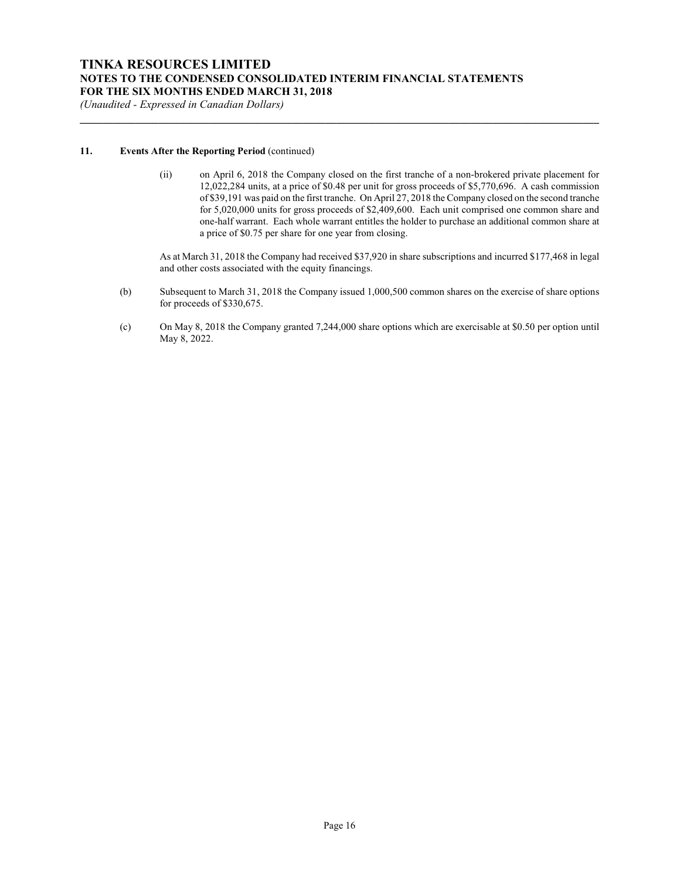## 11. Events After the Reporting Period (continued)

(ii) on April 6, 2018 the Company closed on the first tranche of a non-brokered private placement for 12,022,284 units, at a price of $0.48 per unit for gross proceeds of $5,770,696. A cash commission of $39,191 was paid on the first tranche. On April 27, 2018 the Company closed on the second tranche for 5,020,000 units for gross proceeds of $2,409,600. Each unit comprised one common share and one-half warrant. Each whole warrant entitles the holder to purchase an additional common share at a price of $0.75 per share for one year from closing.

As at March 31, 2018 the Company had received $37,920 in share subscriptions and incurred $177,468 in legal and other costs associated with the equity financings.

(b) Subsequent to March 31, 2018 the Company issued 1,000,500 common shares on the exercise of share options for proceeds of $330,675.

(c) On May 8, 2018 the Company granted 7,244,000 share options which are exercisable at $0.50 per option until May 8, 2022.